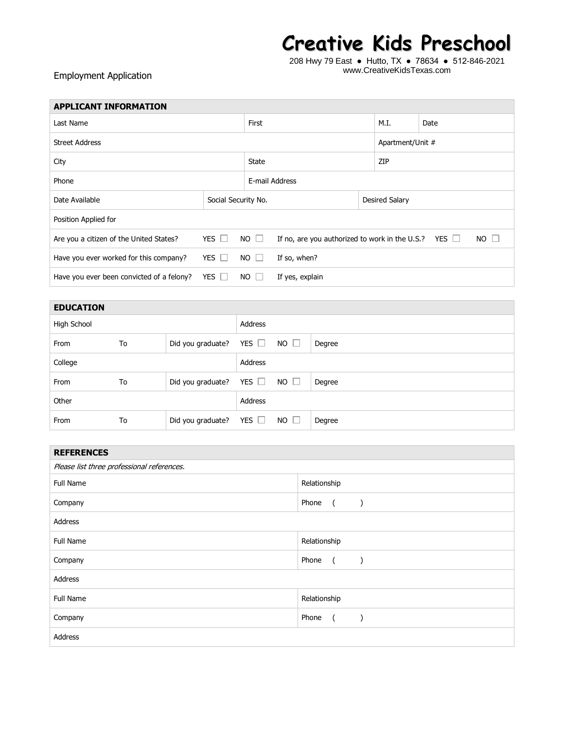# Creative Kids Preschool

208 Hwy 79 East ● Hutto, TX ● 78634 ● 512-846-2021
www.CreativeKidsTexas.com

Employment Application

| **APPLICANT INFORMATION** | | | | | | |
|---|---|---|---|---|---|---|
| Last Name | | First | | M.I. | Date | |
| Street Address | | | | Apartment/Unit # | | |
| City | | State | | ZIP | | |
| Phone | | E-mail Address | | | | |
| Date Available | Social Security No. | | Desired Salary | | | |
| Position Applied for | | | | | | |
| Are you a citizen of the United States? | YES ☐ | NO ☐ | If no, are you authorized to work in the U.S.? | YES ☐ | NO ☐ | |
| Have you ever worked for this company? | YES ☐ | NO ☐ | If so, when? | | | |
| Have you ever been convicted of a felony? | YES ☐ | NO ☐ | If yes, explain | | | |

| **EDUCATION** | | | | | |
|---|---|---|---|---|---|
| High School | | | Address | | |
| From | To | Did you graduate? | YES ☐ | NO ☐ | Degree |
| College | | | Address | | |
| From | To | Did you graduate? | YES ☐ | NO ☐ | Degree |
| Other | | | Address | | |
| From | To | Did you graduate? | YES ☐ | NO ☐ | Degree |

| **REFERENCES** | |
|---|---|
| *Please list three professional references.* | |
| Full Name | Relationship |
| Company | Phone ( ) |
| Address | |
| Full Name | Relationship |
| Company | Phone ( ) |
| Address | |
| Full Name | Relationship |
| Company | Phone ( ) |
| Address | |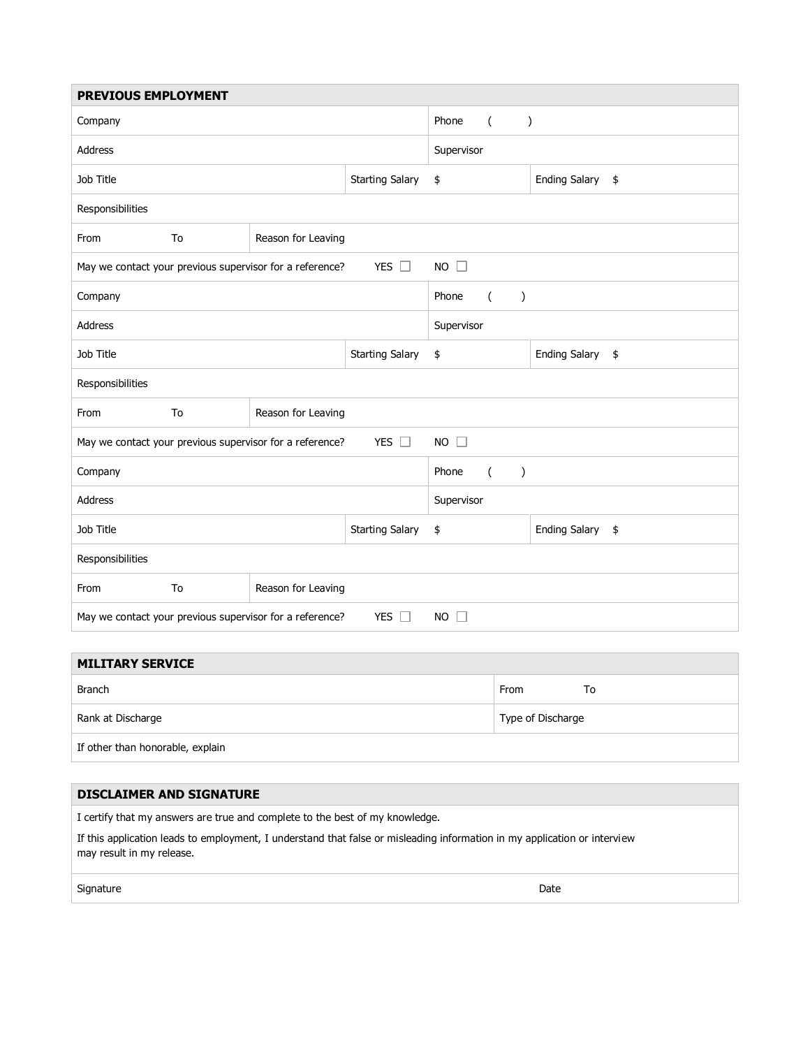## PREVIOUS EMPLOYMENT

| | | | | |
|---|---|---|---|---|
| Company | | | Phone ( ) | |
| Address | | | Supervisor | |
| Job Title | | Starting Salary | $ | Ending Salary $ |
| Responsibilities | | | | |
| From To | Reason for Leaving | | | |
| May we contact your previous supervisor for a reference? | | YES ☐ | NO ☐ | |
| Company | | | Phone ( ) | |
| Address | | | Supervisor | |
| Job Title | | Starting Salary | $ | Ending Salary $ |
| Responsibilities | | | | |
| From To | Reason for Leaving | | | |
| May we contact your previous supervisor for a reference? | | YES ☐ | NO ☐ | |
| Company | | | Phone ( ) | |
| Address | | | Supervisor | |
| Job Title | | Starting Salary | $ | Ending Salary $ |
| Responsibilities | | | | |
| From To | Reason for Leaving | | | |
| May we contact your previous supervisor for a reference? | | YES ☐ | NO ☐ | |

## MILITARY SERVICE

| | |
|---|---|
| Branch | From To |
| Rank at Discharge | Type of Discharge |
| If other than honorable, explain | |

## DISCLAIMER AND SIGNATURE

I certify that my answers are true and complete to the best of my knowledge.

If this application leads to employment, I understand that false or misleading information in my application or interview may result in my release.

| | |
|---|---|
| Signature | Date |